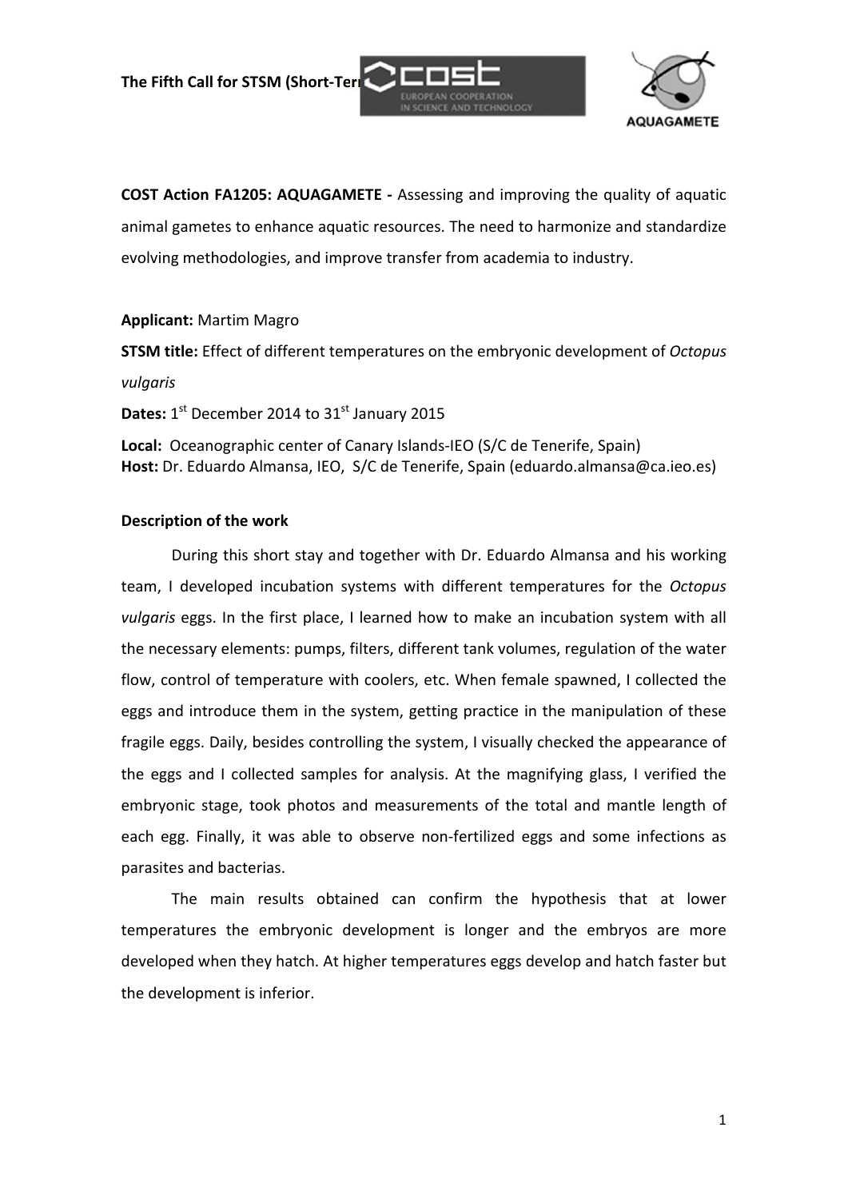The Fifth Call for STSM (Short-Term

**COST Action FA1205: AQUAGAMETE -** Assessing and improving the quality of aquatic animal gametes to enhance aquatic resources. The need to harmonize and standardize evolving methodologies, and improve transfer from academia to industry.

**Applicant:** Martim Magro

**STSM title:** Effect of different temperatures on the embryonic development of *Octopus vulgaris*

**Dates:** 1st December 2014 to 31st January 2015

**Local:** Oceanographic center of Canary Islands-IEO (S/C de Tenerife, Spain)
**Host:** Dr. Eduardo Almansa, IEO, S/C de Tenerife, Spain (eduardo.almansa@ca.ieo.es)

**Description of the work**

During this short stay and together with Dr. Eduardo Almansa and his working team, I developed incubation systems with different temperatures for the *Octopus vulgaris* eggs. In the first place, I learned how to make an incubation system with all the necessary elements: pumps, filters, different tank volumes, regulation of the water flow, control of temperature with coolers, etc. When female spawned, I collected the eggs and introduce them in the system, getting practice in the manipulation of these fragile eggs. Daily, besides controlling the system, I visually checked the appearance of the eggs and I collected samples for analysis. At the magnifying glass, I verified the embryonic stage, took photos and measurements of the total and mantle length of each egg. Finally, it was able to observe non-fertilized eggs and some infections as parasites and bacterias.

The main results obtained can confirm the hypothesis that at lower temperatures the embryonic development is longer and the embryos are more developed when they hatch. At higher temperatures eggs develop and hatch faster but the development is inferior.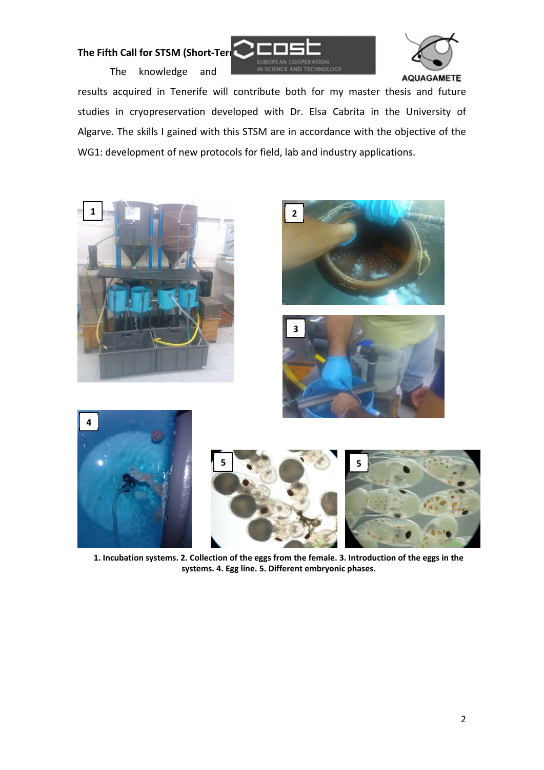**The Fifth Call for STSM (Short-Term**

The knowledge and results acquired in Tenerife will contribute both for my master thesis and future studies in cryopreservation developed with Dr. Elsa Cabrita in the University of Algarve. The skills I gained with this STSM are in accordance with the objective of the WG1: development of new protocols for field, lab and industry applications.

**1. Incubation systems. 2. Collection of the eggs from the female. 3. Introduction of the eggs in the systems. 4. Egg line. 5. Different embryonic phases.**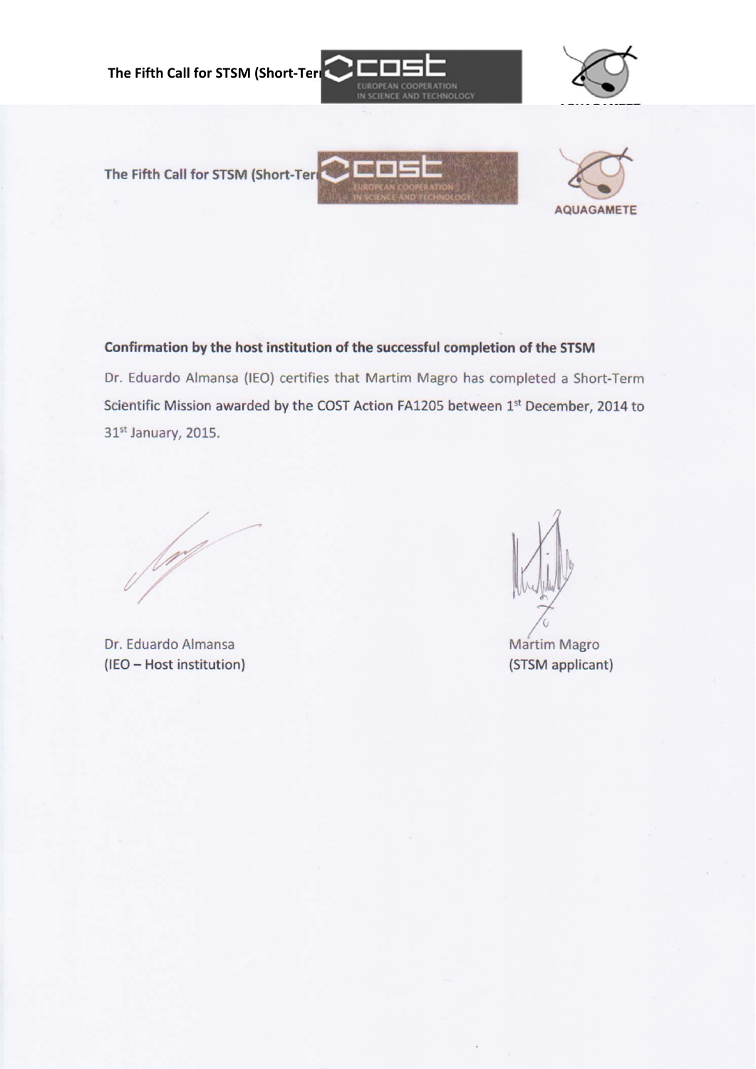## Confirmation by the host institution of the successful completion of the STSM

Dr. Eduardo Almansa (IEO) certifies that Martim Magro has completed a Short-Term Scientific Mission awarded by the COST Action FA1205 between 1st December, 2014 to 31st January, 2015.

Dr. Eduardo Almansa
(IEO – Host institution)

Martim Magro
(STSM applicant)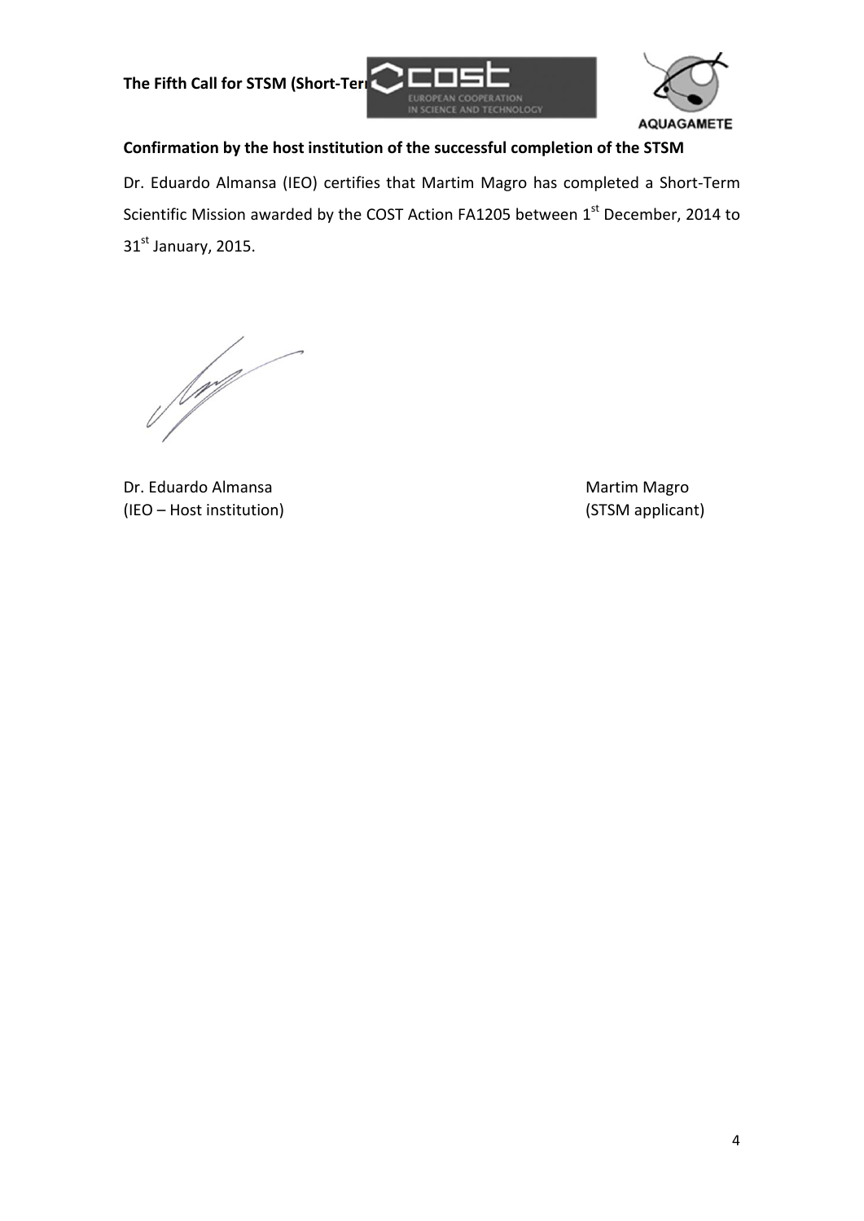**Confirmation by the host institution of the successful completion of the STSM**

Dr. Eduardo Almansa (IEO) certifies that Martim Magro has completed a Short-Term Scientific Mission awarded by the COST Action FA1205 between 1st December, 2014 to 31st January, 2015.

Dr. Eduardo Almansa
(IEO – Host institution)

Martim Magro
(STSM applicant)